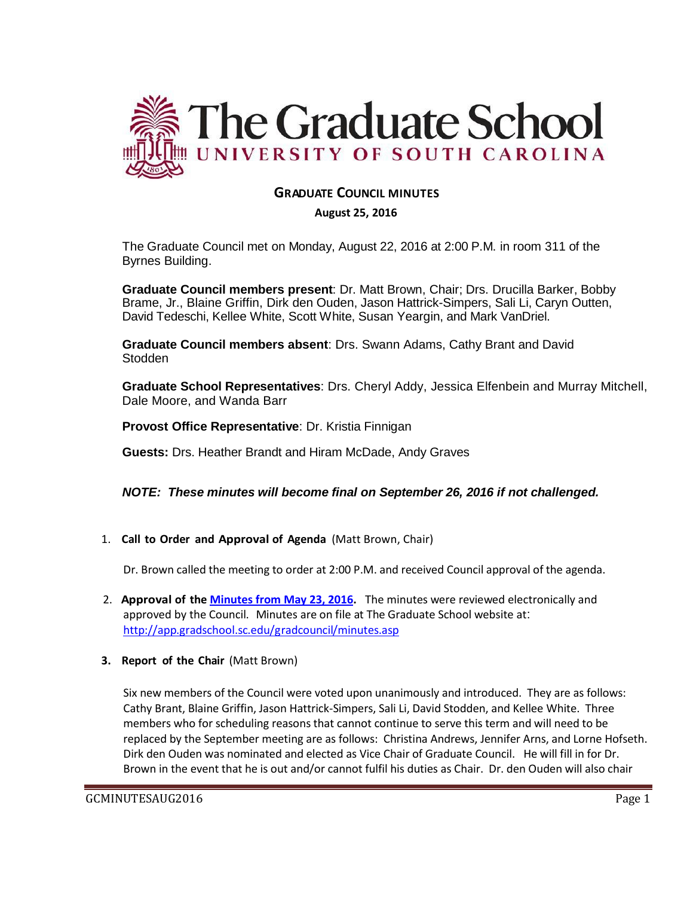# The Graduate School
## UNIVERSITY OF SOUTH CAROLINA

### GRADUATE COUNCIL MINUTES

**August 25, 2016**

The Graduate Council met on Monday, August 22, 2016 at 2:00 P.M. in room 311 of the Byrnes Building.

**Graduate Council members present**: Dr. Matt Brown, Chair; Drs. Drucilla Barker, Bobby Brame, Jr., Blaine Griffin, Dirk den Ouden, Jason Hattrick-Simpers, Sali Li, Caryn Outten, David Tedeschi, Kellee White, Scott White, Susan Yeargin, and Mark VanDriel.

**Graduate Council members absent**: Drs. Swann Adams, Cathy Brant and David Stodden

**Graduate School Representatives**: Drs. Cheryl Addy, Jessica Elfenbein and Murray Mitchell, Dale Moore, and Wanda Barr

**Provost Office Representative**: Dr. Kristia Finnigan

**Guests:** Drs. Heather Brandt and Hiram McDade, Andy Graves

***NOTE: These minutes will become final on September 26, 2016 if not challenged.***

1. **Call to Order and Approval of Agenda** (Matt Brown, Chair)

   Dr. Brown called the meeting to order at 2:00 P.M. and received Council approval of the agenda.

2. **Approval of the [Minutes from May 23, 2016](http://app.gradschool.sc.edu/gradcouncil/minutes.asp).** The minutes were reviewed electronically and approved by the Council. Minutes are on file at The Graduate School website at: http://app.gradschool.sc.edu/gradcouncil/minutes.asp

3. **Report of the Chair** (Matt Brown)

   Six new members of the Council were voted upon unanimously and introduced. They are as follows: Cathy Brant, Blaine Griffin, Jason Hattrick-Simpers, Sali Li, David Stodden, and Kellee White. Three members who for scheduling reasons that cannot continue to serve this term and will need to be replaced by the September meeting are as follows: Christina Andrews, Jennifer Arns, and Lorne Hofseth. Dirk den Ouden was nominated and elected as Vice Chair of Graduate Council. He will fill in for Dr. Brown in the event that he is out and/or cannot fulfil his duties as Chair. Dr. den Ouden will also chair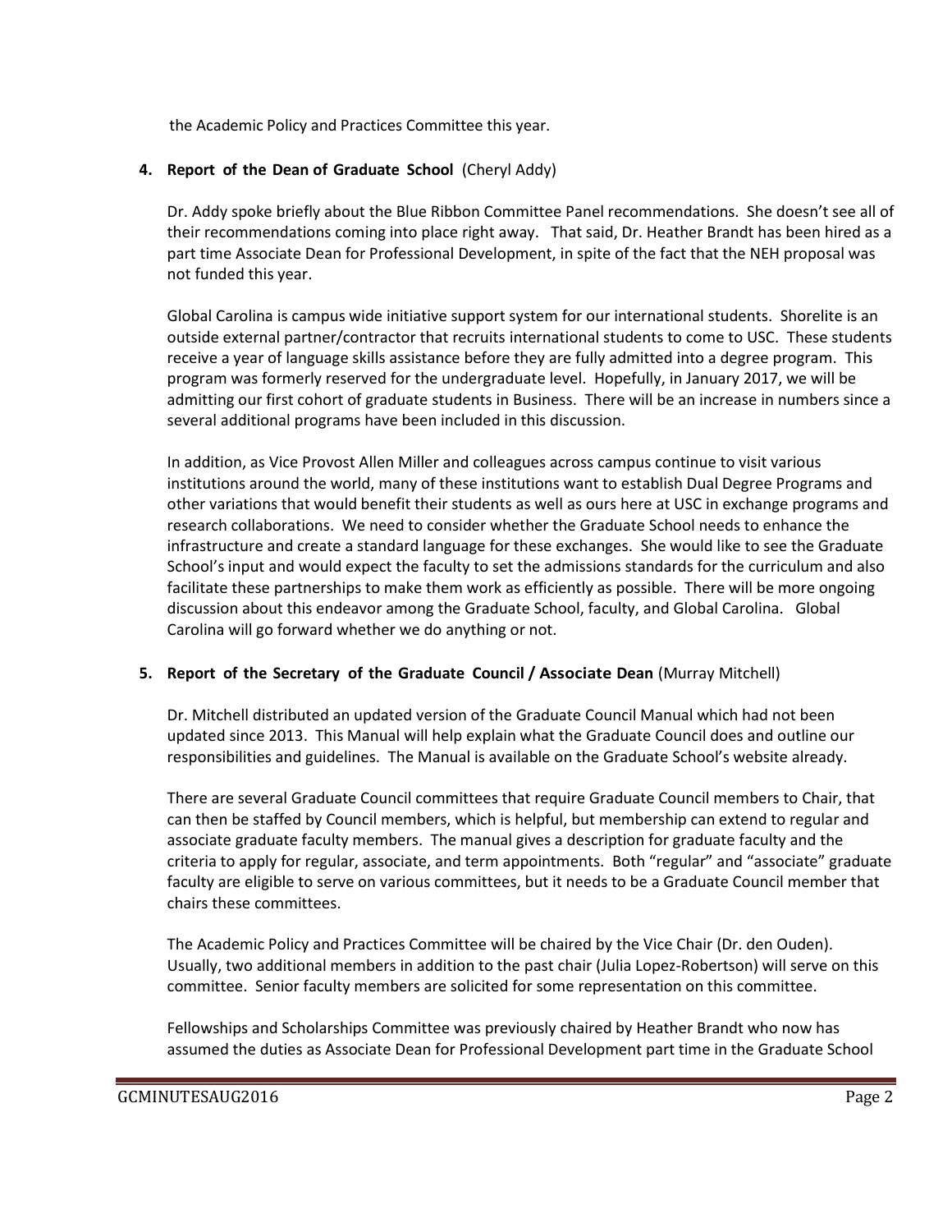the Academic Policy and Practices Committee this year.

4. **Report of the Dean of Graduate School** (Cheryl Addy)

   Dr. Addy spoke briefly about the Blue Ribbon Committee Panel recommendations. She doesn't see all of their recommendations coming into place right away. That said, Dr. Heather Brandt has been hired as a part time Associate Dean for Professional Development, in spite of the fact that the NEH proposal was not funded this year.

   Global Carolina is campus wide initiative support system for our international students. Shorelite is an outside external partner/contractor that recruits international students to come to USC. These students receive a year of language skills assistance before they are fully admitted into a degree program. This program was formerly reserved for the undergraduate level. Hopefully, in January 2017, we will be admitting our first cohort of graduate students in Business. There will be an increase in numbers since a several additional programs have been included in this discussion.

   In addition, as Vice Provost Allen Miller and colleagues across campus continue to visit various institutions around the world, many of these institutions want to establish Dual Degree Programs and other variations that would benefit their students as well as ours here at USC in exchange programs and research collaborations. We need to consider whether the Graduate School needs to enhance the infrastructure and create a standard language for these exchanges. She would like to see the Graduate School's input and would expect the faculty to set the admissions standards for the curriculum and also facilitate these partnerships to make them work as efficiently as possible. There will be more ongoing discussion about this endeavor among the Graduate School, faculty, and Global Carolina. Global Carolina will go forward whether we do anything or not.

5. **Report of the Secretary of the Graduate Council / Associate Dean** (Murray Mitchell)

   Dr. Mitchell distributed an updated version of the Graduate Council Manual which had not been updated since 2013. This Manual will help explain what the Graduate Council does and outline our responsibilities and guidelines. The Manual is available on the Graduate School's website already.

   There are several Graduate Council committees that require Graduate Council members to Chair, that can then be staffed by Council members, which is helpful, but membership can extend to regular and associate graduate faculty members. The manual gives a description for graduate faculty and the criteria to apply for regular, associate, and term appointments. Both "regular" and "associate" graduate faculty are eligible to serve on various committees, but it needs to be a Graduate Council member that chairs these committees.

   The Academic Policy and Practices Committee will be chaired by the Vice Chair (Dr. den Ouden). Usually, two additional members in addition to the past chair (Julia Lopez-Robertson) will serve on this committee. Senior faculty members are solicited for some representation on this committee.

   Fellowships and Scholarships Committee was previously chaired by Heather Brandt who now has assumed the duties as Associate Dean for Professional Development part time in the Graduate School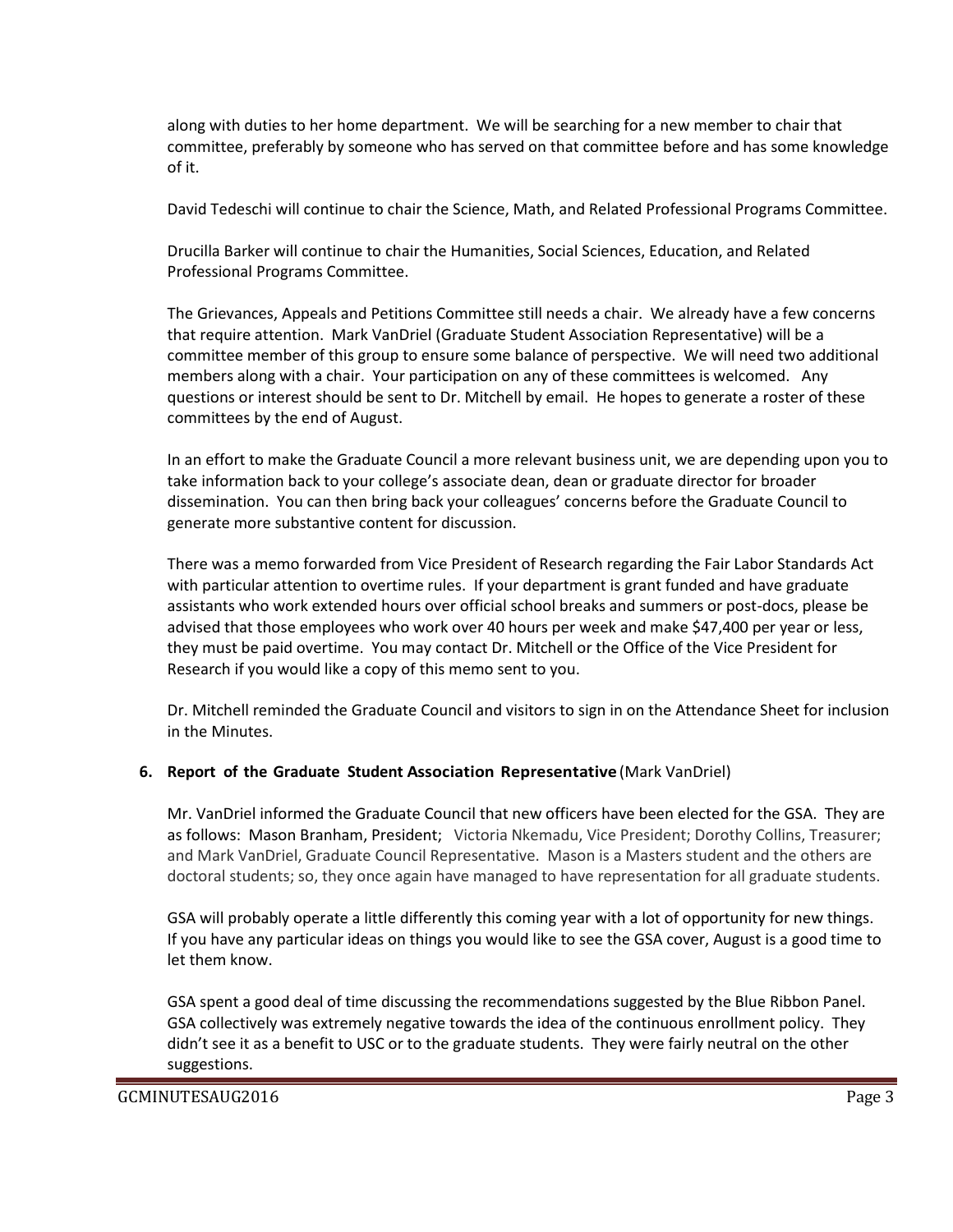along with duties to her home department. We will be searching for a new member to chair that committee, preferably by someone who has served on that committee before and has some knowledge of it.

David Tedeschi will continue to chair the Science, Math, and Related Professional Programs Committee.

Drucilla Barker will continue to chair the Humanities, Social Sciences, Education, and Related Professional Programs Committee.

The Grievances, Appeals and Petitions Committee still needs a chair. We already have a few concerns that require attention. Mark VanDriel (Graduate Student Association Representative) will be a committee member of this group to ensure some balance of perspective. We will need two additional members along with a chair. Your participation on any of these committees is welcomed. Any questions or interest should be sent to Dr. Mitchell by email. He hopes to generate a roster of these committees by the end of August.

In an effort to make the Graduate Council a more relevant business unit, we are depending upon you to take information back to your college's associate dean, dean or graduate director for broader dissemination. You can then bring back your colleagues' concerns before the Graduate Council to generate more substantive content for discussion.

There was a memo forwarded from Vice President of Research regarding the Fair Labor Standards Act with particular attention to overtime rules. If your department is grant funded and have graduate assistants who work extended hours over official school breaks and summers or post-docs, please be advised that those employees who work over 40 hours per week and make $47,400 per year or less, they must be paid overtime. You may contact Dr. Mitchell or the Office of the Vice President for Research if you would like a copy of this memo sent to you.

Dr. Mitchell reminded the Graduate Council and visitors to sign in on the Attendance Sheet for inclusion in the Minutes.

**6. Report of the Graduate Student Association Representative** (Mark VanDriel)

Mr. VanDriel informed the Graduate Council that new officers have been elected for the GSA. They are as follows: Mason Branham, President; Victoria Nkemadu, Vice President; Dorothy Collins, Treasurer; and Mark VanDriel, Graduate Council Representative. Mason is a Masters student and the others are doctoral students; so, they once again have managed to have representation for all graduate students.

GSA will probably operate a little differently this coming year with a lot of opportunity for new things. If you have any particular ideas on things you would like to see the GSA cover, August is a good time to let them know.

GSA spent a good deal of time discussing the recommendations suggested by the Blue Ribbon Panel. GSA collectively was extremely negative towards the idea of the continuous enrollment policy. They didn't see it as a benefit to USC or to the graduate students. They were fairly neutral on the other suggestions.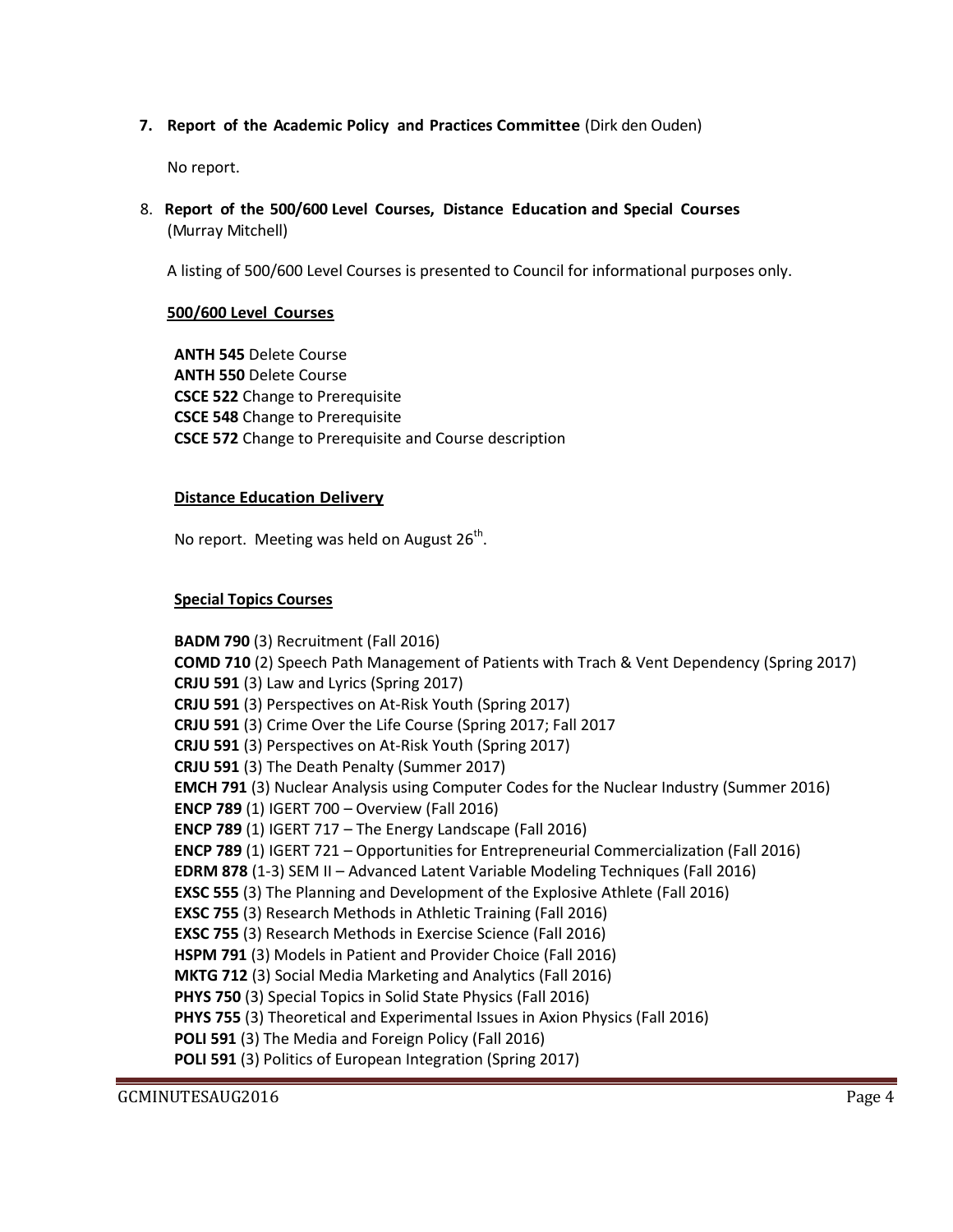**7. Report of the Academic Policy and Practices Committee** (Dirk den Ouden)

No report.

8. **Report of the 500/600 Level Courses, Distance Education and Special Courses** (Murray Mitchell)

A listing of 500/600 Level Courses is presented to Council for informational purposes only.

**500/600 Level Courses**

**ANTH 545** Delete Course
**ANTH 550** Delete Course
**CSCE 522** Change to Prerequisite
**CSCE 548** Change to Prerequisite
**CSCE 572** Change to Prerequisite and Course description

**Distance Education Delivery**

No report. Meeting was held on August 26th.

**Special Topics Courses**

**BADM 790** (3) Recruitment (Fall 2016)
**COMD 710** (2) Speech Path Management of Patients with Trach & Vent Dependency (Spring 2017)
**CRJU 591** (3) Law and Lyrics (Spring 2017)
**CRJU 591** (3) Perspectives on At-Risk Youth (Spring 2017)
**CRJU 591** (3) Crime Over the Life Course (Spring 2017; Fall 2017
**CRJU 591** (3) Perspectives on At-Risk Youth (Spring 2017)
**CRJU 591** (3) The Death Penalty (Summer 2017)
**EMCH 791** (3) Nuclear Analysis using Computer Codes for the Nuclear Industry (Summer 2016)
**ENCP 789** (1) IGERT 700 – Overview (Fall 2016)
**ENCP 789** (1) IGERT 717 – The Energy Landscape (Fall 2016)
**ENCP 789** (1) IGERT 721 – Opportunities for Entrepreneurial Commercialization (Fall 2016)
**EDRM 878** (1-3) SEM II – Advanced Latent Variable Modeling Techniques (Fall 2016)
**EXSC 555** (3) The Planning and Development of the Explosive Athlete (Fall 2016)
**EXSC 755** (3) Research Methods in Athletic Training (Fall 2016)
**EXSC 755** (3) Research Methods in Exercise Science (Fall 2016)
**HSPM 791** (3) Models in Patient and Provider Choice (Fall 2016)
**MKTG 712** (3) Social Media Marketing and Analytics (Fall 2016)
**PHYS 750** (3) Special Topics in Solid State Physics (Fall 2016)
**PHYS 755** (3) Theoretical and Experimental Issues in Axion Physics (Fall 2016)
**POLI 591** (3) The Media and Foreign Policy (Fall 2016)
**POLI 591** (3) Politics of European Integration (Spring 2017)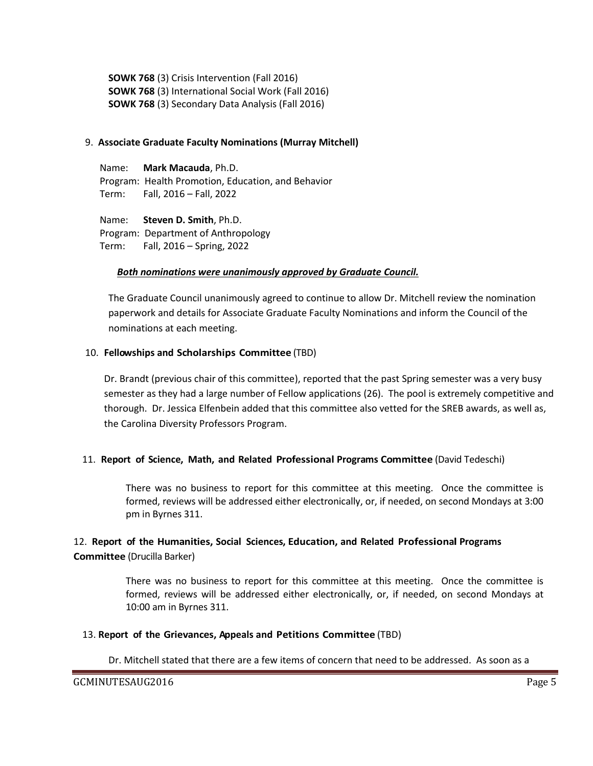**SOWK 768** (3) Crisis Intervention (Fall 2016)
**SOWK 768** (3) International Social Work (Fall 2016)
**SOWK 768** (3) Secondary Data Analysis (Fall 2016)

9. **Associate Graduate Faculty Nominations (Murray Mitchell)**

Name: **Mark Macauda**, Ph.D.
Program: Health Promotion, Education, and Behavior
Term: Fall, 2016 – Fall, 2022

Name: **Steven D. Smith**, Ph.D.
Program: Department of Anthropology
Term: Fall, 2016 – Spring, 2022

***Both nominations were unanimously approved by Graduate Council.***

The Graduate Council unanimously agreed to continue to allow Dr. Mitchell review the nomination paperwork and details for Associate Graduate Faculty Nominations and inform the Council of the nominations at each meeting.

10. **Fellowships and Scholarships Committee** (TBD)

Dr. Brandt (previous chair of this committee), reported that the past Spring semester was a very busy semester as they had a large number of Fellow applications (26). The pool is extremely competitive and thorough. Dr. Jessica Elfenbein added that this committee also vetted for the SREB awards, as well as, the Carolina Diversity Professors Program.

11. **Report of Science, Math, and Related Professional Programs Committee** (David Tedeschi)

There was no business to report for this committee at this meeting. Once the committee is formed, reviews will be addressed either electronically, or, if needed, on second Mondays at 3:00 pm in Byrnes 311.

12. **Report of the Humanities, Social Sciences, Education, and Related Professional Programs Committee** (Drucilla Barker)

There was no business to report for this committee at this meeting. Once the committee is formed, reviews will be addressed either electronically, or, if needed, on second Mondays at 10:00 am in Byrnes 311.

13. **Report of the Grievances, Appeals and Petitions Committee** (TBD)

Dr. Mitchell stated that there are a few items of concern that need to be addressed. As soon as a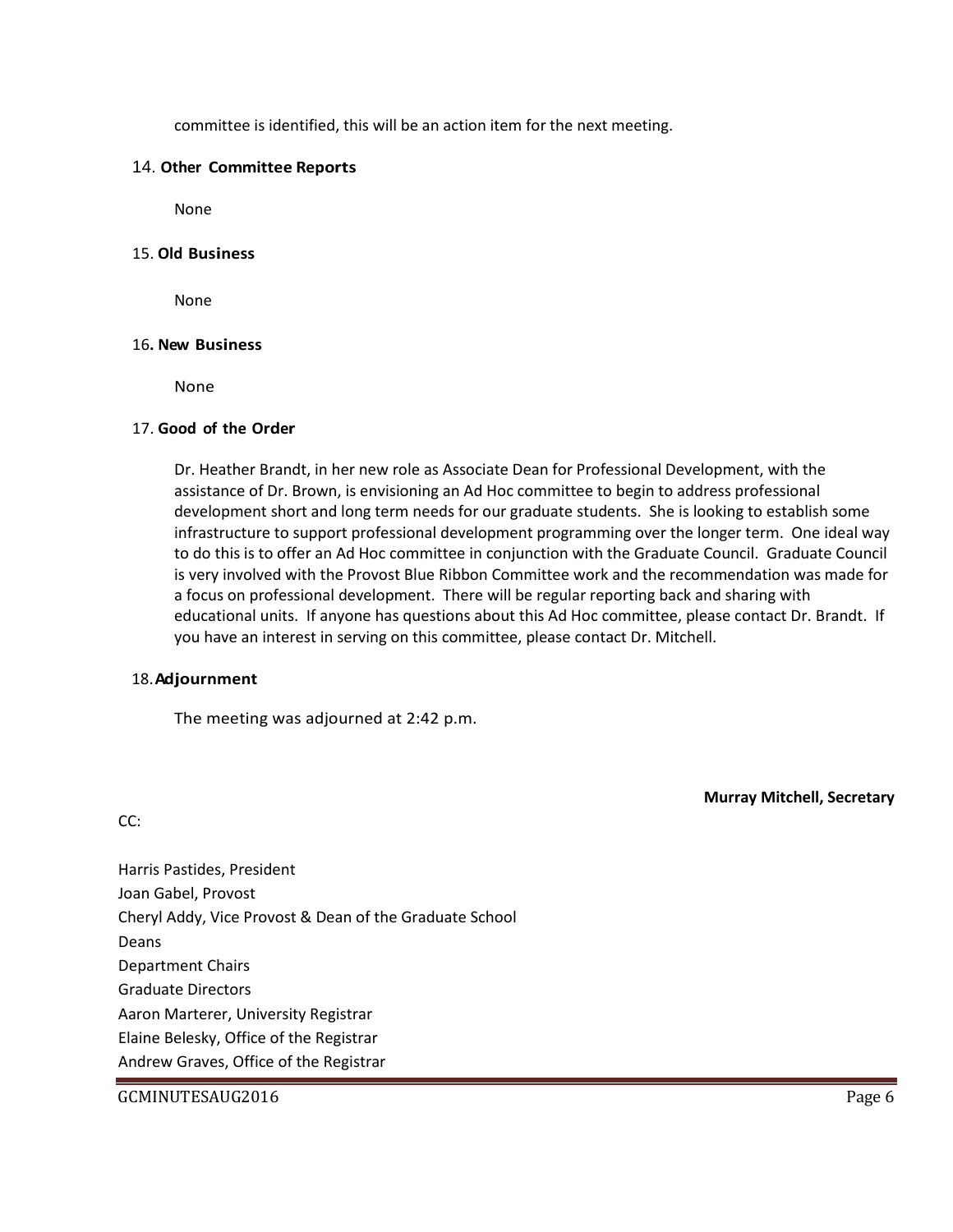committee is identified, this will be an action item for the next meeting.

14. **Other Committee Reports**

None

15. **Old Business**

None

16. **New Business**

None

17. **Good of the Order**

Dr. Heather Brandt, in her new role as Associate Dean for Professional Development, with the assistance of Dr. Brown, is envisioning an Ad Hoc committee to begin to address professional development short and long term needs for our graduate students. She is looking to establish some infrastructure to support professional development programming over the longer term. One ideal way to do this is to offer an Ad Hoc committee in conjunction with the Graduate Council. Graduate Council is very involved with the Provost Blue Ribbon Committee work and the recommendation was made for a focus on professional development. There will be regular reporting back and sharing with educational units. If anyone has questions about this Ad Hoc committee, please contact Dr. Brandt. If you have an interest in serving on this committee, please contact Dr. Mitchell.

18. **Adjournment**

The meeting was adjourned at 2:42 p.m.

**Murray Mitchell, Secretary**

CC:

Harris Pastides, President
Joan Gabel, Provost
Cheryl Addy, Vice Provost & Dean of the Graduate School
Deans
Department Chairs
Graduate Directors
Aaron Marterer, University Registrar
Elaine Belesky, Office of the Registrar
Andrew Graves, Office of the Registrar